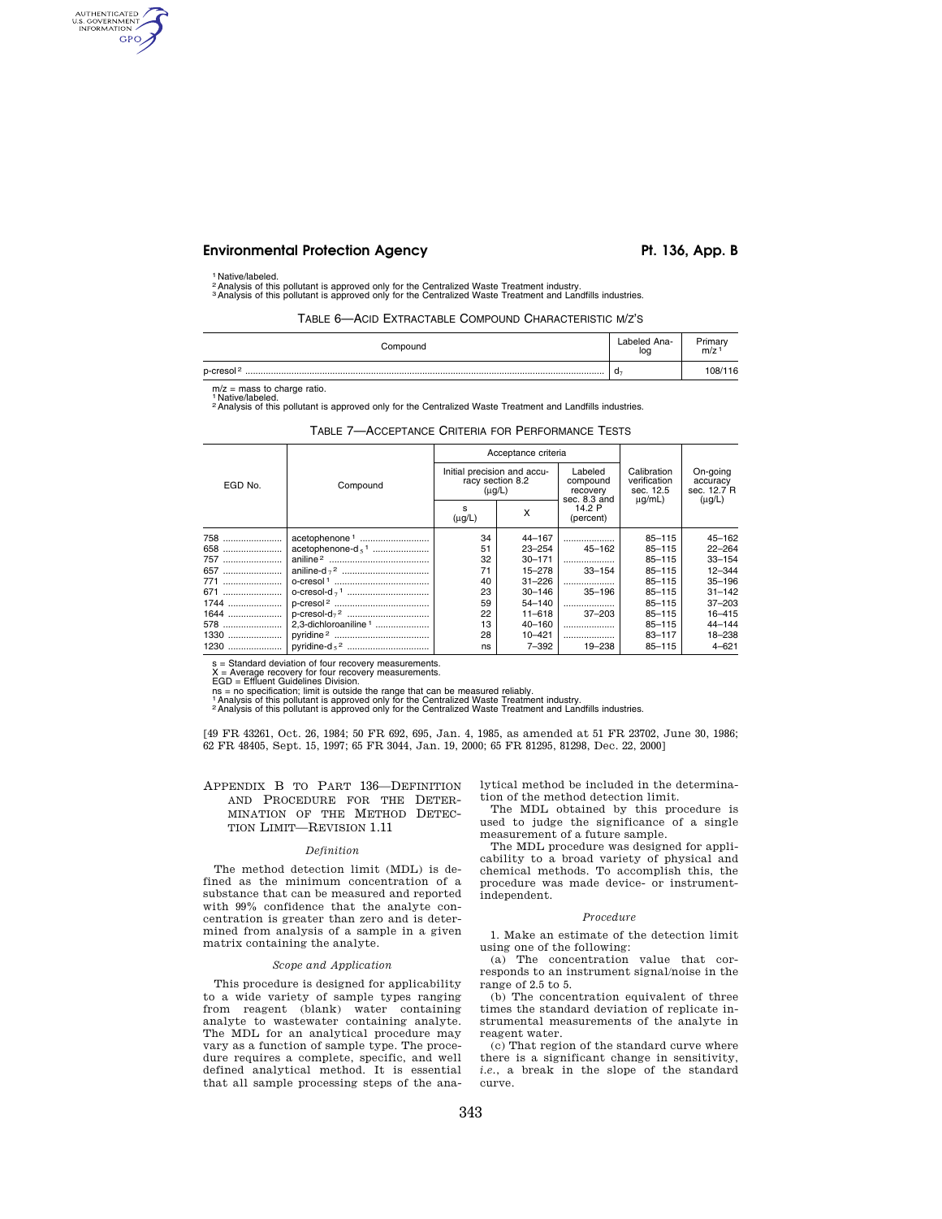[1] Native/labeled.

[2] Analysis of this pollutant is approved only for the Centralized Waste Treatment industry.

[3] Analysis of this pollutant is approved only for the Centralized Waste Treatment and Landfills industries.

TABLE 6—ACID EXTRACTABLE COMPOUND CHARACTERISTIC M/Z'S

| Compound | Labeled Analog | Primary m/z [1] |
|---|---|---|
| p-cresol [2] | $d_7$ | 108/116 |

m/z = mass to charge ratio.

[1] Native/labeled.

[2] Analysis of this pollutant is approved only for the Centralized Waste Treatment and Landfills industries.

TABLE 7—ACCEPTANCE CRITERIA FOR PERFORMANCE TESTS

| EGD No. | Compound | Acceptance criteria: Initial precision and accuracy section 8.2 (µg/L) | | Acceptance criteria: Labeled compound recovery sec. 8.3 and 14.2 P (percent) | Calibration verification sec. 12.5 µg/mL) | On-going accuracy sec. 12.7 R (µg/L) |
|---|---|---|---|---|---|---|
| | | s (µg/L) | X | | | |
| 758 | acetophenone [1] | 34 | 44–167 | | 85–115 | 45–162 |
| 658 | acetophenone-$d_5$ [1] | 51 | 23–254 | 45–162 | 85–115 | 22–264 |
| 757 | aniline [2] | 32 | 30–171 | | 85–115 | 33–154 |
| 657 | aniline-$d_7$ [2] | 71 | 15–278 | 33–154 | 85–115 | 12–344 |
| 771 | o-cresol [1] | 40 | 31–226 | | 85–115 | 35–196 |
| 671 | o-cresol-$d_7$ [1] | 23 | 30–146 | 35–196 | 85–115 | 31–142 |
| 1744 | p-cresol [2] | 59 | 54–140 | | 85–115 | 37–203 |
| 1644 | p-cresol-$d_7$ [2] | 22 | 11–618 | 37–203 | 85–115 | 16–415 |
| 578 | 2,3-dichloroaniline [1] | 13 | 40–160 | | 85–115 | 44–144 |
| 1330 | pyridine [2] | 28 | 10–421 | | 83–117 | 18–238 |
| 1230 | pyridine-$d_5$ [2] | ns | 7–392 | 19–238 | 85–115 | 4–621 |

s = Standard deviation of four recovery measurements.

X = Average recovery for four recovery measurements.

EGD = Effluent Guidelines Division.

ns = no specification; limit is outside the range that can be measured reliably.

[1] Analysis of this pollutant is approved only for the Centralized Waste Treatment industry.

[2] Analysis of this pollutant is approved only for the Centralized Waste Treatment and Landfills industries.

[49 FR 43261, Oct. 26, 1984; 50 FR 692, 695, Jan. 4, 1985, as amended at 51 FR 23702, June 30, 1986; 62 FR 48405, Sept. 15, 1997; 65 FR 3044, Jan. 19, 2000; 65 FR 81295, 81298, Dec. 22, 2000]

## APPENDIX B TO PART 136—DEFINITION AND PROCEDURE FOR THE DETERMINATION OF THE METHOD DETECTION LIMIT—REVISION 1.11

### *Definition*

The method detection limit (MDL) is defined as the minimum concentration of a substance that can be measured and reported with 99% confidence that the analyte concentration is greater than zero and is determined from analysis of a sample in a given matrix containing the analyte.

### *Scope and Application*

This procedure is designed for applicability to a wide variety of sample types ranging from reagent (blank) water containing analyte to wastewater containing analyte. The MDL for an analytical procedure may vary as a function of sample type. The procedure requires a complete, specific, and well defined analytical method. It is essential that all sample processing steps of the analytical method be included in the determination of the method detection limit.

The MDL obtained by this procedure is used to judge the significance of a single measurement of a future sample.

The MDL procedure was designed for applicability to a broad variety of physical and chemical methods. To accomplish this, the procedure was made device- or instrument-independent.

### *Procedure*

1. Make an estimate of the detection limit using one of the following:

(a) The concentration value that corresponds to an instrument signal/noise in the range of 2.5 to 5.

(b) The concentration equivalent of three times the standard deviation of replicate instrumental measurements of the analyte in reagent water.

(c) That region of the standard curve where there is a significant change in sensitivity, *i.e.*, a break in the slope of the standard curve.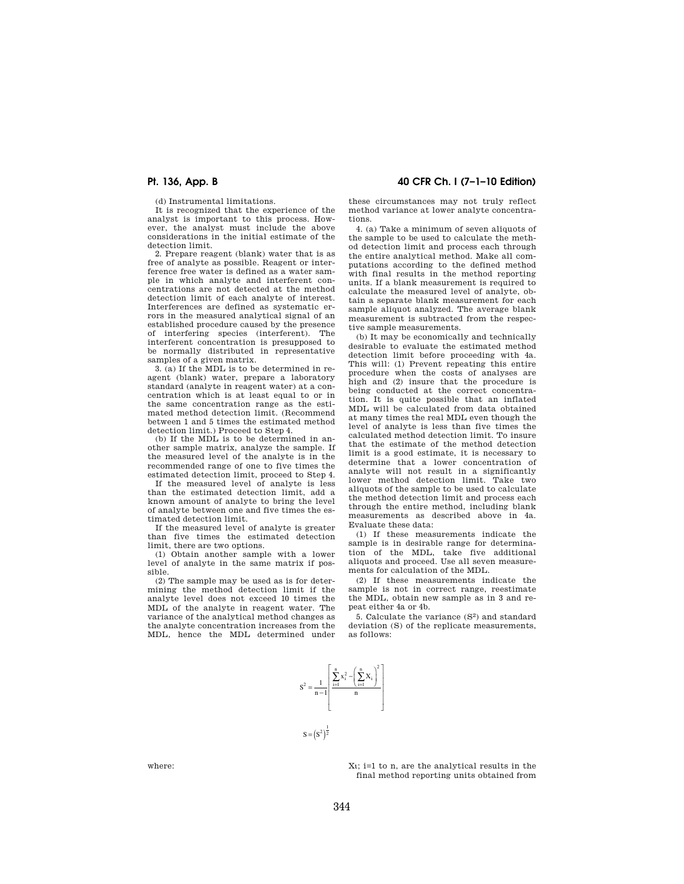(d) Instrumental limitations.

It is recognized that the experience of the analyst is important to this process. However, the analyst must include the above considerations in the initial estimate of the detection limit.

2. Prepare reagent (blank) water that is as free of analyte as possible. Reagent or interference free water is defined as a water sample in which analyte and interferent concentrations are not detected at the method detection limit of each analyte of interest. Interferences are defined as systematic errors in the measured analytical signal of an established procedure caused by the presence of interfering species (interferent). The interferent concentration is presupposed to be normally distributed in representative samples of a given matrix.

3. (a) If the MDL is to be determined in reagent (blank) water, prepare a laboratory standard (analyte in reagent water) at a concentration which is at least equal to or in the same concentration range as the estimated method detection limit. (Recommend between 1 and 5 times the estimated method detection limit.) Proceed to Step 4.

(b) If the MDL is to be determined in another sample matrix, analyze the sample. If the measured level of the analyte is in the recommended range of one to five times the estimated detection limit, proceed to Step 4.

If the measured level of analyte is less than the estimated detection limit, add a known amount of analyte to bring the level of analyte between one and five times the estimated detection limit.

If the measured level of analyte is greater than five times the estimated detection limit, there are two options.

(1) Obtain another sample with a lower level of analyte in the same matrix if possible.

(2) The sample may be used as is for determining the method detection limit if the analyte level does not exceed 10 times the MDL of the analyte in reagent water. The variance of the analytical method changes as the analyte concentration increases from the MDL, hence the MDL determined under these circumstances may not truly reflect method variance at lower analyte concentrations.

4. (a) Take a minimum of seven aliquots of the sample to be used to calculate the method detection limit and process each through the entire analytical method. Make all computations according to the defined method with final results in the method reporting units. If a blank measurement is required to calculate the measured level of analyte, obtain a separate blank measurement for each sample aliquot analyzed. The average blank measurement is subtracted from the respective sample measurements.

(b) It may be economically and technically desirable to evaluate the estimated method detection limit before proceeding with 4a. This will: (1) Prevent repeating this entire procedure when the costs of analyses are high and (2) insure that the procedure is being conducted at the correct concentration. It is quite possible that an inflated MDL will be calculated from data obtained at many times the real MDL even though the level of analyte is less than five times the calculated method detection limit. To insure that the estimate of the method detection limit is a good estimate, it is necessary to determine that a lower concentration of analyte will not result in a significantly lower method detection limit. Take two aliquots of the sample to be used to calculate the method detection limit and process each through the entire method, including blank measurements as described above in 4a. Evaluate these data:

(1) If these measurements indicate the sample is in desirable range for determination of the MDL, take five additional aliquots and proceed. Use all seven measurements for calculation of the MDL.

(2) If these measurements indicate the sample is not in correct range, reestimate the MDL, obtain new sample as in 3 and repeat either 4a or 4b.

5. Calculate the variance ($S^2$) and standard deviation (S) of the replicate measurements, as follows:

$$S^2 = \frac{1}{n-1}\left[\frac{\sum_{i=1}^{n} X_i^2 - \left(\sum_{i=1}^{n} X_i\right)^2}{n}\right]$$

$$S = \left(S^2\right)^{\frac{1}{2}}$$

where:

$X_i$; i=1 to n, are the analytical results in the final method reporting units obtained from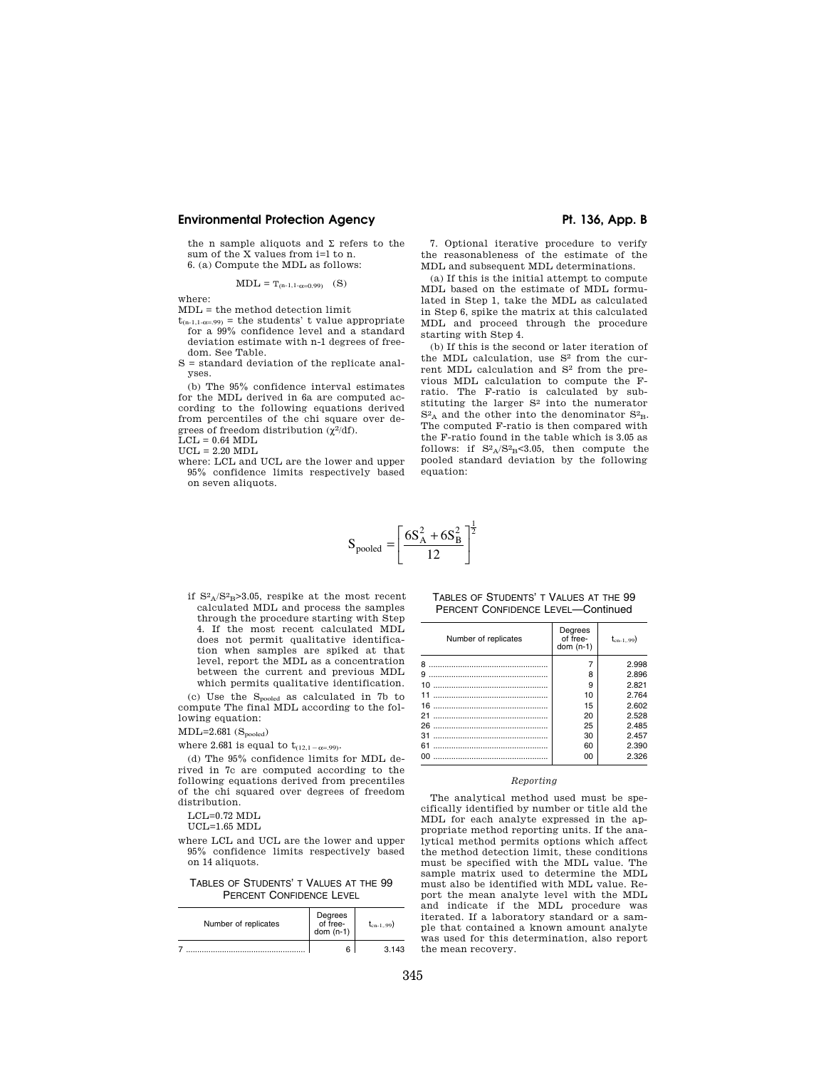the n sample aliquots and Σ refers to the sum of the X values from i=1 to n.

6. (a) Compute the MDL as follows:

$$\text{MDL} = T_{(n-1,1-\alpha=0.99)} \quad (S)$$

where:

MDL = the method detection limit

$t_{(n-1,1-\alpha=.99)}$ = the students' t value appropriate for a 99% confidence level and a standard deviation estimate with n-1 degrees of freedom. See Table.

S = standard deviation of the replicate analyses.

(b) The 95% confidence interval estimates for the MDL derived in 6a are computed according to the following equations derived from percentiles of the chi square over degrees of freedom distribution ($\chi^2$/df).

LCL = 0.64 MDL

UCL = 2.20 MDL

where: LCL and UCL are the lower and upper 95% confidence limits respectively based on seven aliquots.

7. Optional iterative procedure to verify the reasonableness of the estimate of the MDL and subsequent MDL determinations.

(a) If this is the initial attempt to compute MDL based on the estimate of MDL formulated in Step 1, take the MDL as calculated in Step 6, spike the matrix at this calculated MDL and proceed through the procedure starting with Step 4.

(b) If this is the second or later iteration of the MDL calculation, use $S^2$ from the current MDL calculation and $S^2$ from the previous MDL calculation to compute the F-ratio. The F-ratio is calculated by substituting the larger $S^2$ into the numerator $S^2_A$ and the other into the denominator $S^2_B$. The computed F-ratio is then compared with the F-ratio found in the table which is 3.05 as follows: if $S^2_A/S^2_B<3.05$, then compute the pooled standard deviation by the following equation:

$$S_{\text{pooled}} = \left[\frac{6S_A^2 + 6S_B^2}{12}\right]^{\frac{1}{2}}$$

if $S^2_A/S^2_B>3.05$, respike at the most recent calculated MDL and process the samples through the procedure starting with Step 4. If the most recent calculated MDL does not permit qualitative identification when samples are spiked at that level, report the MDL as a concentration between the current and previous MDL which permits qualitative identification.

(c) Use the $S_{\text{pooled}}$ as calculated in 7b to compute The final MDL according to the following equation:

MDL=2.681 ($S_{\text{pooled}}$)

where 2.681 is equal to $t_{(12,1-\alpha=.99)}$.

(d) The 95% confidence limits for MDL derived in 7c are computed according to the following equations derived from percentiles of the chi squared over degrees of freedom distribution.

LCL=0.72 MDL

UCL=1.65 MDL

where LCL and UCL are the lower and upper 95% confidence limits respectively based on 14 aliquots.

TABLES OF STUDENTS' T VALUES AT THE 99 PERCENT CONFIDENCE LEVEL

| Number of replicates | Degrees of freedom (n-1) | $t_{(n-1,.99)}$ |
|---|---|---|
| 7 | 6 | 3.143 |
| 8 | 7 | 2.998 |
| 9 | 8 | 2.896 |
| 10 | 9 | 2.821 |
| 11 | 10 | 2.764 |
| 16 | 15 | 2.602 |
| 21 | 20 | 2.528 |
| 26 | 25 | 2.485 |
| 31 | 30 | 2.457 |
| 61 | 60 | 2.390 |
| 00 | 00 | 2.326 |

*Reporting*

The analytical method used must be specifically identified by number or title ald the MDL for each analyte expressed in the appropriate method reporting units. If the analytical method permits options which affect the method detection limit, these conditions must be specified with the MDL value. The sample matrix used to determine the MDL must also be identified with MDL value. Report the mean analyte level with the MDL and indicate if the MDL procedure was iterated. If a laboratory standard or a sample that contained a known amount analyte was used for this determination, also report the mean recovery.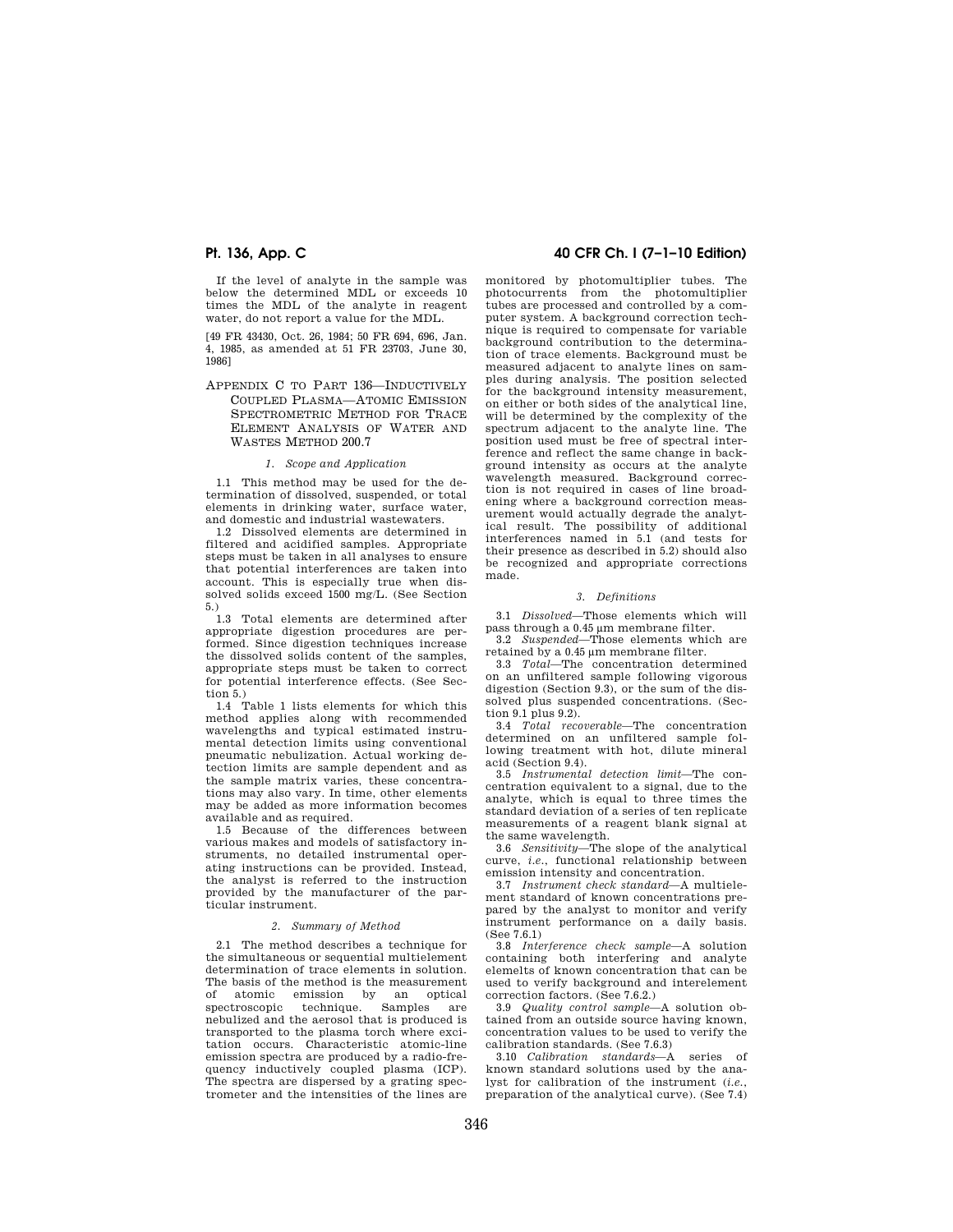If the level of analyte in the sample was below the determined MDL or exceeds 10 times the MDL of the analyte in reagent water, do not report a value for the MDL.

[49 FR 43430, Oct. 26, 1984; 50 FR 694, 696, Jan. 4, 1985, as amended at 51 FR 23703, June 30, 1986]

## Appendix C to Part 136—Inductively Coupled Plasma—Atomic Emission Spectrometric Method for Trace Element Analysis of Water and Wastes Method 200.7

### *1. Scope and Application*

1.1 This method may be used for the determination of dissolved, suspended, or total elements in drinking water, surface water, and domestic and industrial wastewaters.

1.2 Dissolved elements are determined in filtered and acidified samples. Appropriate steps must be taken in all analyses to ensure that potential interferences are taken into account. This is especially true when dissolved solids exceed 1500 mg/L. (See Section 5.)

1.3 Total elements are determined after appropriate digestion procedures are performed. Since digestion techniques increase the dissolved solids content of the samples, appropriate steps must be taken to correct for potential interference effects. (See Section 5.)

1.4 Table 1 lists elements for which this method applies along with recommended wavelengths and typical estimated instrumental detection limits using conventional pneumatic nebulization. Actual working detection limits are sample dependent and as the sample matrix varies, these concentrations may also vary. In time, other elements may be added as more information becomes available and as required.

1.5 Because of the differences between various makes and models of satisfactory instruments, no detailed instrumental operating instructions can be provided. Instead, the analyst is referred to the instruction provided by the manufacturer of the particular instrument.

### *2. Summary of Method*

2.1 The method describes a technique for the simultaneous or sequential multielement determination of trace elements in solution. The basis of the method is the measurement of atomic emission by an optical spectroscopic technique. Samples are nebulized and the aerosol that is produced is transported to the plasma torch where excitation occurs. Characteristic atomic-line emission spectra are produced by a radio-frequency inductively coupled plasma (ICP). The spectra are dispersed by a grating spectrometer and the intensities of the lines are monitored by photomultiplier tubes. The photocurrents from the photomultiplier tubes are processed and controlled by a computer system. A background correction technique is required to compensate for variable background contribution to the determination of trace elements. Background must be measured adjacent to analyte lines on samples during analysis. The position selected for the background intensity measurement, on either or both sides of the analytical line, will be determined by the complexity of the spectrum adjacent to the analyte line. The position used must be free of spectral interference and reflect the same change in background intensity as occurs at the analyte wavelength measured. Background correction is not required in cases of line broadening where a background correction measurement would actually degrade the analytical result. The possibility of additional interferences named in 5.1 (and tests for their presence as described in 5.2) should also be recognized and appropriate corrections made.

### *3. Definitions*

3.1 *Dissolved*—Those elements which will pass through a 0.45 µm membrane filter.

3.2 *Suspended*—Those elements which are retained by a 0.45 µm membrane filter.

3.3 *Total*—The concentration determined on an unfiltered sample following vigorous digestion (Section 9.3), or the sum of the dissolved plus suspended concentrations. (Section 9.1 plus 9.2).

3.4 *Total recoverable*—The concentration determined on an unfiltered sample following treatment with hot, dilute mineral acid (Section 9.4).

3.5 *Instrumental detection limit*—The concentration equivalent to a signal, due to the analyte, which is equal to three times the standard deviation of a series of ten replicate measurements of a reagent blank signal at the same wavelength.

3.6 *Sensitivity*—The slope of the analytical curve, *i.e.*, functional relationship between emission intensity and concentration.

3.7 *Instrument check standard*—A multielement standard of known concentrations prepared by the analyst to monitor and verify instrument performance on a daily basis. (See 7.6.1)

3.8 *Interference check sample*—A solution containing both interfering and analyte elemelts of known concentration that can be used to verify background and interelement correction factors. (See 7.6.2.)

3.9 *Quality control sample*—A solution obtained from an outside source having known, concentration values to be used to verify the calibration standards. (See 7.6.3)

3.10 *Calibration standards*—A series of known standard solutions used by the analyst for calibration of the instrument (*i.e.*, preparation of the analytical curve). (See 7.4)